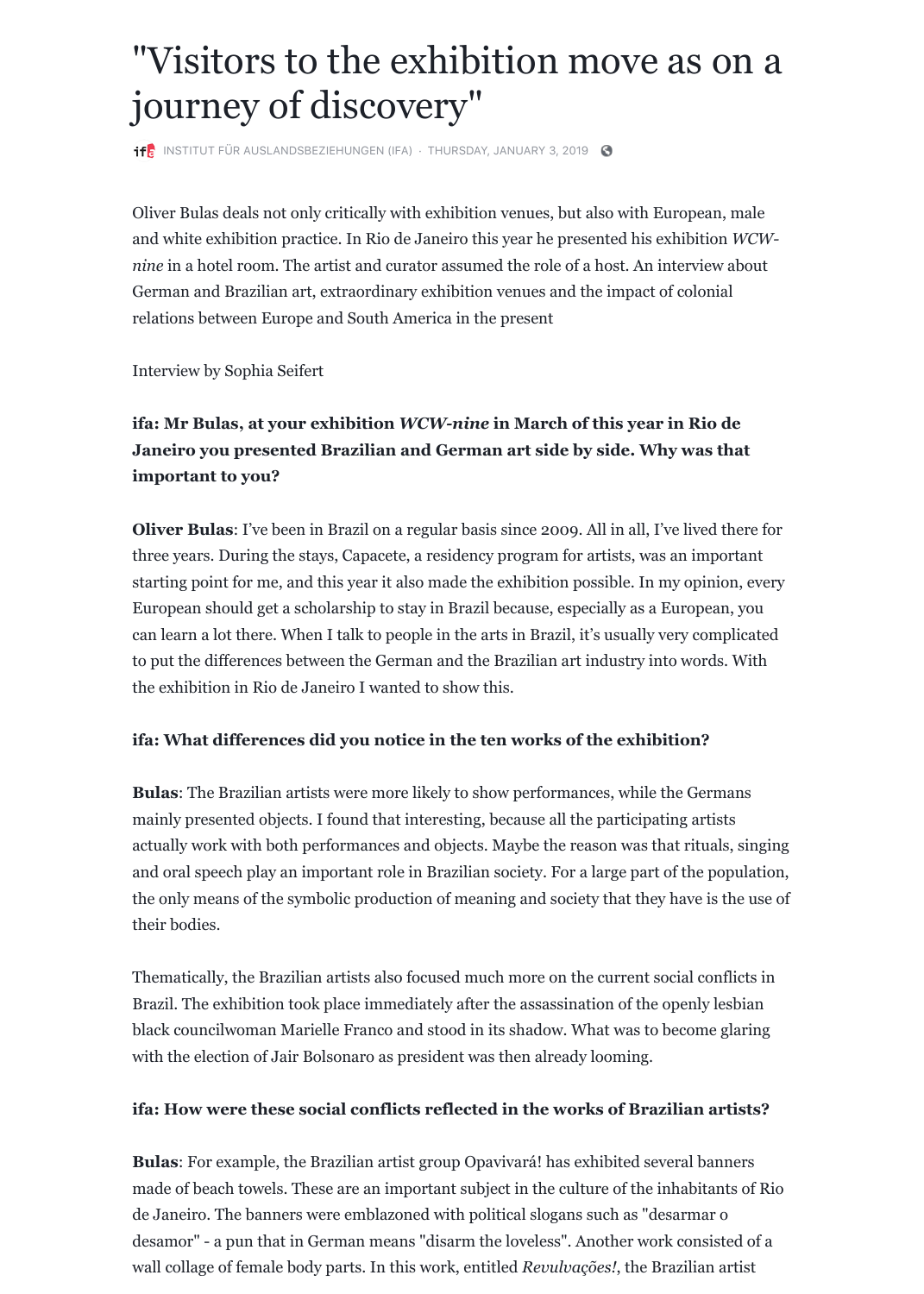# "Visitors to the exhibition move as on a journey of discovery"

INSTITUT FÜR AUSLANDSBEZIEHUNGEN (IFA) · THURSDAY, JANUARY 3, 2019

Oliver Bulas deals not only critically with exhibition venues, but also with European, male and white exhibition practice. In Rio de Janeiro this year he presented his exhibition *WCW-nine* in a hotel room. The artist and curator assumed the role of a host. An interview about German and Brazilian art, extraordinary exhibition venues and the impact of colonial relations between Europe and South America in the present

Interview by Sophia Seifert

**ifa: Mr Bulas, at your exhibition *WCW-nine* in March of this year in Rio de Janeiro you presented Brazilian and German art side by side. Why was that important to you?**

**Oliver Bulas**: I've been in Brazil on a regular basis since 2009. All in all, I've lived there for three years. During the stays, Capacete, a residency program for artists, was an important starting point for me, and this year it also made the exhibition possible. In my opinion, every European should get a scholarship to stay in Brazil because, especially as a European, you can learn a lot there. When I talk to people in the arts in Brazil, it's usually very complicated to put the differences between the German and the Brazilian art industry into words. With the exhibition in Rio de Janeiro I wanted to show this.

**ifa: What differences did you notice in the ten works of the exhibition?**

**Bulas**: The Brazilian artists were more likely to show performances, while the Germans mainly presented objects. I found that interesting, because all the participating artists actually work with both performances and objects. Maybe the reason was that rituals, singing and oral speech play an important role in Brazilian society. For a large part of the population, the only means of the symbolic production of meaning and society that they have is the use of their bodies.

Thematically, the Brazilian artists also focused much more on the current social conflicts in Brazil. The exhibition took place immediately after the assassination of the openly lesbian black councilwoman Marielle Franco and stood in its shadow. What was to become glaring with the election of Jair Bolsonaro as president was then already looming.

**ifa: How were these social conflicts reflected in the works of Brazilian artists?**

**Bulas**: For example, the Brazilian artist group Opavivará! has exhibited several banners made of beach towels. These are an important subject in the culture of the inhabitants of Rio de Janeiro. The banners were emblazoned with political slogans such as "desarmar o desamor" - a pun that in German means "disarm the loveless". Another work consisted of a wall collage of female body parts. In this work, entitled *Revulvações!*, the Brazilian artist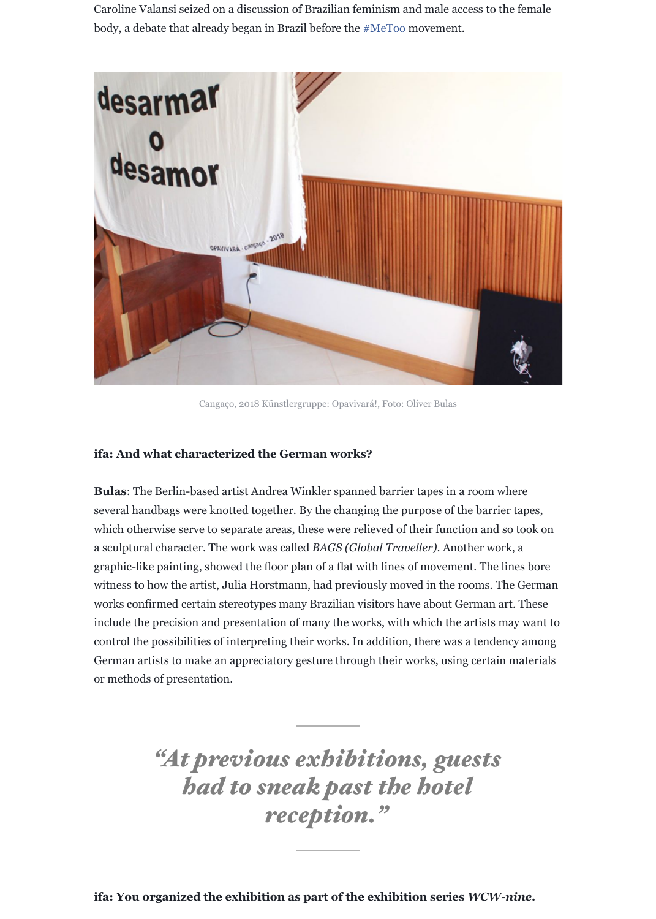Caroline Valansi seized on a discussion of Brazilian feminism and male access to the female body, a debate that already began in Brazil before the #MeToo movement.

Cangaço, 2018 Künstlergruppe: Opavivará!, Foto: Oliver Bulas

**ifa: And what characterized the German works?**

**Bulas**: The Berlin-based artist Andrea Winkler spanned barrier tapes in a room where several handbags were knotted together. By the changing the purpose of the barrier tapes, which otherwise serve to separate areas, these were relieved of their function and so took on a sculptural character. The work was called *BAGS (Global Traveller)*. Another work, a graphic-like painting, showed the floor plan of a flat with lines of movement. The lines bore witness to how the artist, Julia Horstmann, had previously moved in the rooms. The German works confirmed certain stereotypes many Brazilian visitors have about German art. These include the precision and presentation of many the works, with which the artists may want to control the possibilities of interpreting their works. In addition, there was a tendency among German artists to make an appreciatory gesture through their works, using certain materials or methods of presentation.

> *"At previous exhibitions, guests had to sneak past the hotel reception."*

**ifa: You organized the exhibition as part of the exhibition series *WCW-nine*.**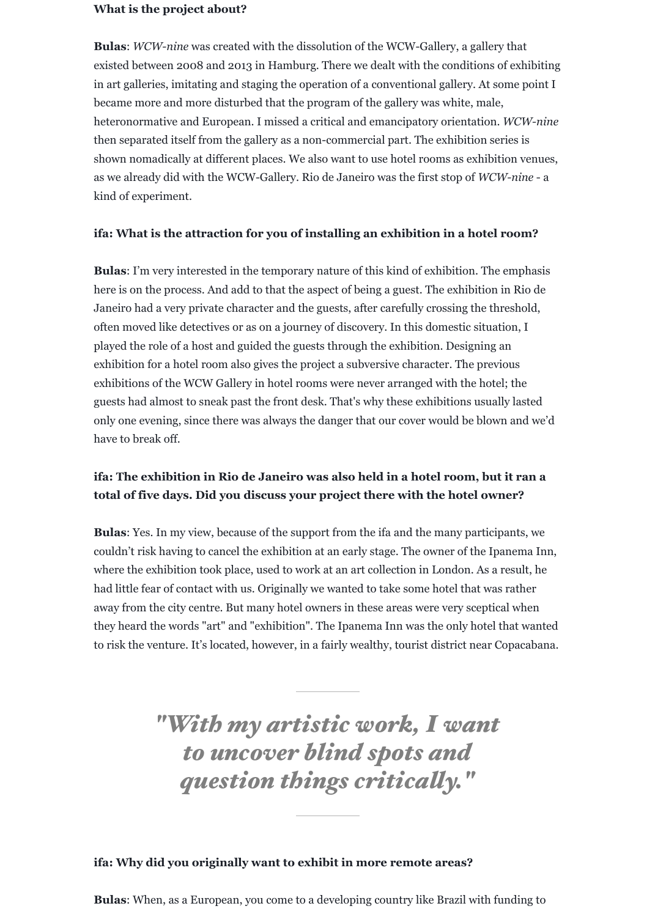**What is the project about?**

**Bulas**: *WCW-nine* was created with the dissolution of the WCW-Gallery, a gallery that existed between 2008 and 2013 in Hamburg. There we dealt with the conditions of exhibiting in art galleries, imitating and staging the operation of a conventional gallery. At some point I became more and more disturbed that the program of the gallery was white, male, heteronormative and European. I missed a critical and emancipatory orientation. *WCW-nine* then separated itself from the gallery as a non-commercial part. The exhibition series is shown nomadically at different places. We also want to use hotel rooms as exhibition venues, as we already did with the WCW-Gallery. Rio de Janeiro was the first stop of *WCW-nine* - a kind of experiment.

**ifa: What is the attraction for you of installing an exhibition in a hotel room?**

**Bulas**: I'm very interested in the temporary nature of this kind of exhibition. The emphasis here is on the process. And add to that the aspect of being a guest. The exhibition in Rio de Janeiro had a very private character and the guests, after carefully crossing the threshold, often moved like detectives or as on a journey of discovery. In this domestic situation, I played the role of a host and guided the guests through the exhibition. Designing an exhibition for a hotel room also gives the project a subversive character. The previous exhibitions of the WCW Gallery in hotel rooms were never arranged with the hotel; the guests had almost to sneak past the front desk. That's why these exhibitions usually lasted only one evening, since there was always the danger that our cover would be blown and we'd have to break off.

**ifa: The exhibition in Rio de Janeiro was also held in a hotel room, but it ran a total of five days. Did you discuss your project there with the hotel owner?**

**Bulas**: Yes. In my view, because of the support from the ifa and the many participants, we couldn't risk having to cancel the exhibition at an early stage. The owner of the Ipanema Inn, where the exhibition took place, used to work at an art collection in London. As a result, he had little fear of contact with us. Originally we wanted to take some hotel that was rather away from the city centre. But many hotel owners in these areas were very sceptical when they heard the words "art" and "exhibition". The Ipanema Inn was the only hotel that wanted to risk the venture. It's located, however, in a fairly wealthy, tourist district near Copacabana.

> *"With my artistic work, I want to uncover blind spots and question things critically."*

**ifa: Why did you originally want to exhibit in more remote areas?**

**Bulas**: When, as a European, you come to a developing country like Brazil with funding to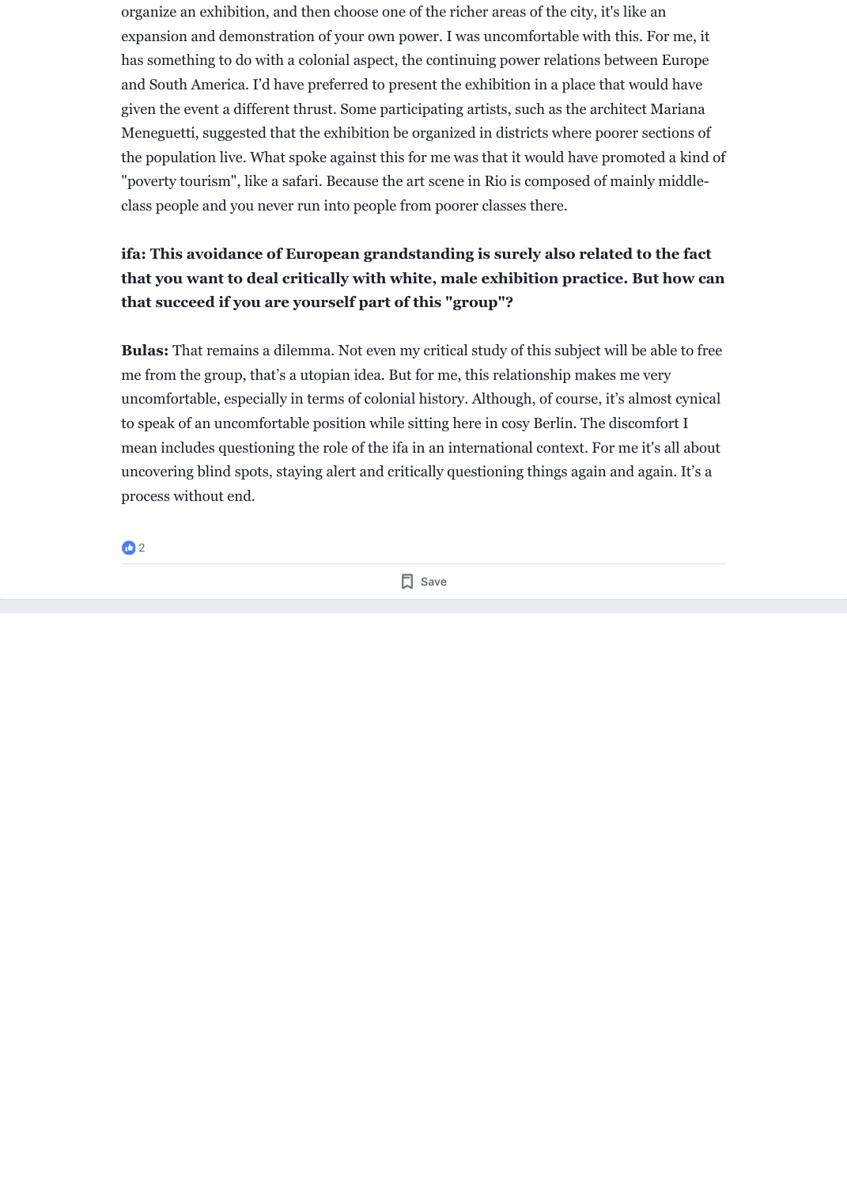organize an exhibition, and then choose one of the richer areas of the city, it's like an expansion and demonstration of your own power. I was uncomfortable with this. For me, it has something to do with a colonial aspect, the continuing power relations between Europe and South America. I'd have preferred to present the exhibition in a place that would have given the event a different thrust. Some participating artists, such as the architect Mariana Meneguetti, suggested that the exhibition be organized in districts where poorer sections of the population live. What spoke against this for me was that it would have promoted a kind of "poverty tourism", like a safari. Because the art scene in Rio is composed of mainly middle-class people and you never run into people from poorer classes there.

**ifa: This avoidance of European grandstanding is surely also related to the fact that you want to deal critically with white, male exhibition practice. But how can that succeed if you are yourself part of this "group"?**

**Bulas:** That remains a dilemma. Not even my critical study of this subject will be able to free me from the group, that's a utopian idea. But for me, this relationship makes me very uncomfortable, especially in terms of colonial history. Although, of course, it's almost cynical to speak of an uncomfortable position while sitting here in cosy Berlin. The discomfort I mean includes questioning the role of the ifa in an international context. For me it's all about uncovering blind spots, staying alert and critically questioning things again and again. It's a process without end.